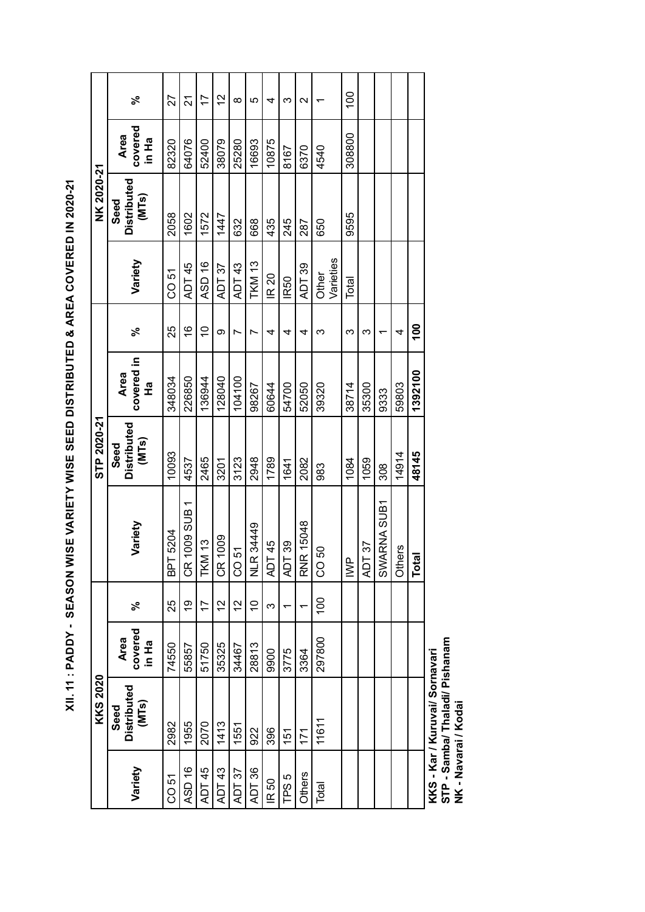# XII. 11 : PADDY - SEASON WISE VARIETY WISE SEED DISTRIBUTED & AREA COVERED IN 2020-21

| KKS 2020 | | | | STP 2020-21 | | | | NK 2020-21 | | | |
|---|---|---|---|---|---|---|---|---|---|---|---|
| Variety | Seed Distributed (MTs) | Area covered in Ha | % | Variety | Seed Distributed (MTs) | Area covered in Ha | % | Variety | Seed Distributed (MTs) | Area covered in Ha | % |
| CO 51 | 2982 | 74550 | 25 | BPT 5204 | 10093 | 348034 | 25 | CO 51 | 2058 | 82320 | 27 |
| ASD 16 | 1955 | 55857 | 19 | CR 1009 SUB 1 | 4537 | 226850 | 16 | ADT 45 | 1602 | 64076 | 21 |
| ADT 45 | 2070 | 51750 | 17 | TKM 13 | 2465 | 136944 | 10 | ASD 16 | 1572 | 52400 | 17 |
| ADT 43 | 1413 | 35325 | 12 | CR 1009 | 3201 | 128040 | 9 | ADT 37 | 1447 | 38079 | 12 |
| ADT 37 | 1551 | 34467 | 12 | CO 51 | 3123 | 104100 | 7 | ADT 43 | 632 | 25280 | 8 |
| ADT 36 | 922 | 28813 | 10 | NLR 34449 | 2948 | 98267 | 7 | TKM 13 | 668 | 16693 | 5 |
| IR 50 | 396 | 9900 | 3 | ADT 45 | 1789 | 60644 | 4 | IR 20 | 435 | 10875 | 4 |
| TPS 5 | 151 | 3775 | 1 | ADT 39 | 1641 | 54700 | 4 | IR50 | 245 | 8167 | 3 |
| Others | 171 | 3364 | 1 | RNR 15048 | 2082 | 52050 | 4 | ADT 39 | 287 | 6370 | 2 |
| Total | 11611 | 297800 | 100 | CO 50 | 983 | 39320 | 3 | Other Varieties | 650 | 4540 | 1 |
| | | | | IWP | 1084 | 38714 | 3 | Total | 9595 | 308800 | 100 |
| | | | | ADT 37 | 1059 | 35300 | 3 | | | | |
| | | | | SWARNA SUB1 | 308 | 9333 | 1 | | | | |
| | | | | Others | 14914 | 59803 | 4 | | | | |
| | | | | **Total** | **48145** | **1392100** | **100** | | | | |

**KKS - Kar / Kuruvai/ Sornavari**
**STP - Samba/ Thaladi/ Pishanam**
**NK - Navarai / Kodai**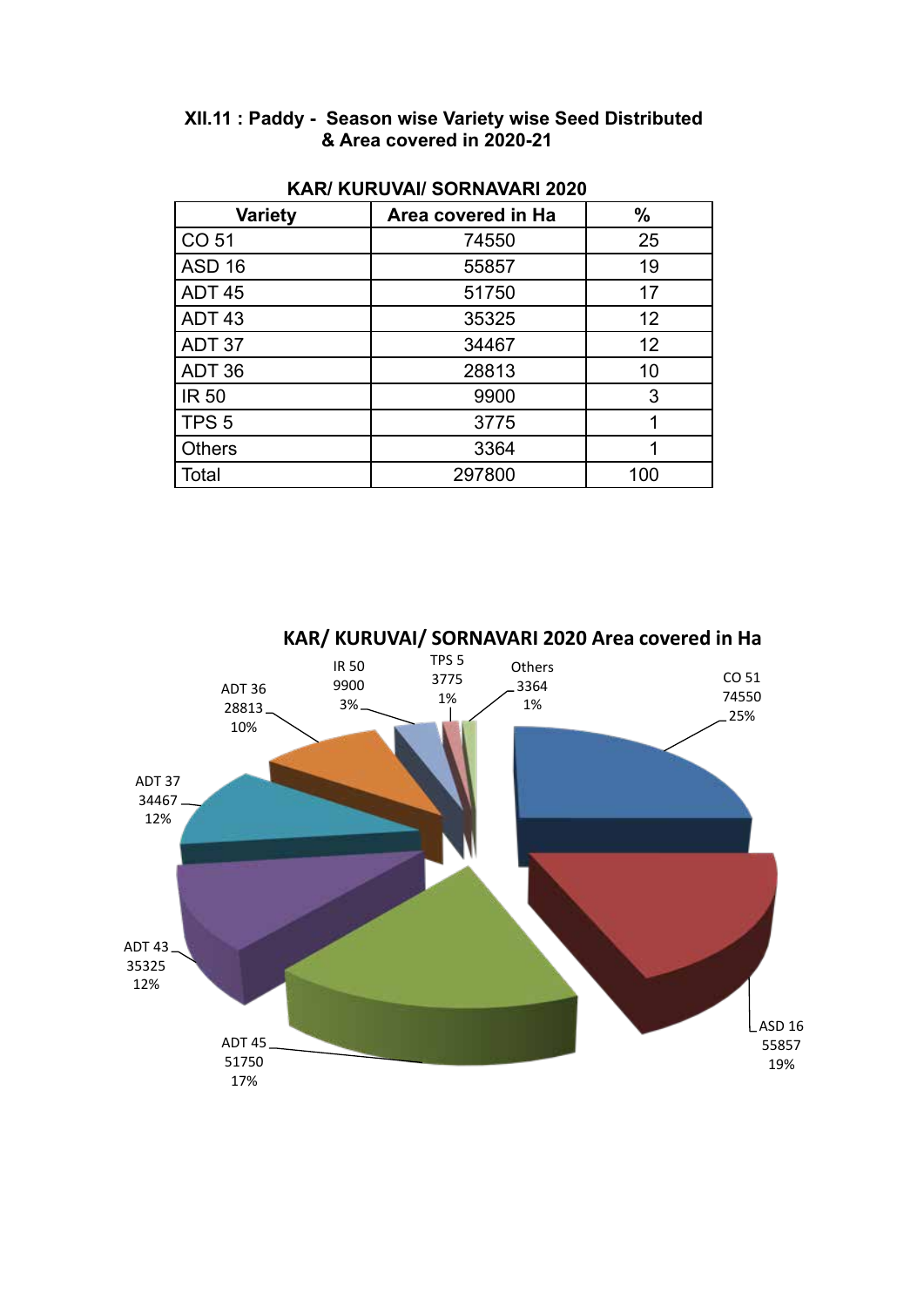**XII.11 : Paddy - Season wise Variety wise Seed Distributed & Area covered in 2020-21**

**KAR/ KURUVAI/ SORNAVARI 2020**

| Variety | Area covered in Ha | % |
|---|---|---|
| CO 51 | 74550 | 25 |
| ASD 16 | 55857 | 19 |
| ADT 45 | 51750 | 17 |
| ADT 43 | 35325 | 12 |
| ADT 37 | 34467 | 12 |
| ADT 36 | 28813 | 10 |
| IR 50 | 9900 | 3 |
| TPS 5 | 3775 | 1 |
| Others | 3364 | 1 |
| Total | 297800 | 100 |

**KAR/ KURUVAI/ SORNAVARI 2020 Area covered in Ha**

- CO 51: 74550, 25%
- ASD 16: 55857, 19%
- ADT 45: 51750, 17%
- ADT 43: 35325, 12%
- ADT 37: 34467, 12%
- ADT 36: 28813, 10%
- IR 50: 9900, 3%
- TPS 5: 3775, 1%
- Others: 3364, 1%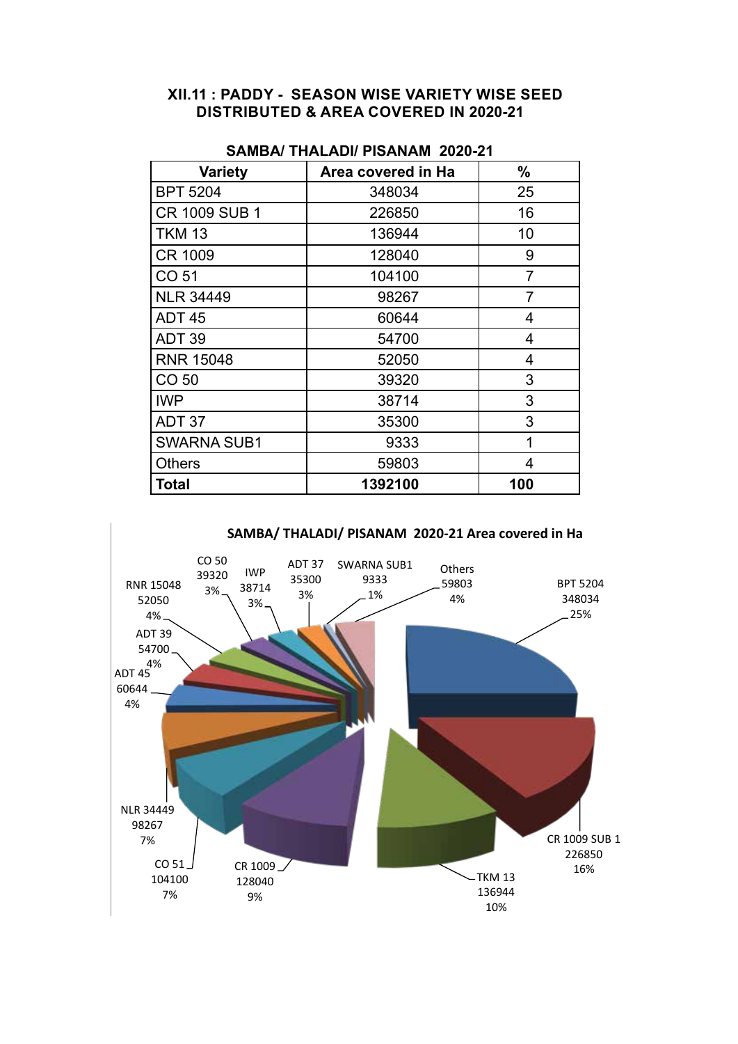## XII.11 : PADDY - SEASON WISE VARIETY WISE SEED DISTRIBUTED & AREA COVERED IN 2020-21

### SAMBA/ THALADI/ PISANAM 2020-21

| Variety | Area covered in Ha | % |
|---|---|---|
| BPT 5204 | 348034 | 25 |
| CR 1009 SUB 1 | 226850 | 16 |
| TKM 13 | 136944 | 10 |
| CR 1009 | 128040 | 9 |
| CO 51 | 104100 | 7 |
| NLR 34449 | 98267 | 7 |
| ADT 45 | 60644 | 4 |
| ADT 39 | 54700 | 4 |
| RNR 15048 | 52050 | 4 |
| CO 50 | 39320 | 3 |
| IWP | 38714 | 3 |
| ADT 37 | 35300 | 3 |
| SWARNA SUB1 | 9333 | 1 |
| Others | 59803 | 4 |
| **Total** | **1392100** | **100** |

**SAMBA/ THALADI/ PISANAM 2020-21 Area covered in Ha**

BPT 5204 348034 25%; CR 1009 SUB 1 226850 16%; TKM 13 136944 10%; CR 1009 128040 9%; CO 51 104100 7%; NLR 34449 98267 7%; ADT 45 60644 4%; ADT 39 54700 4%; RNR 15048 52050 4%; CO 50 39320 3%; IWP 38714 3%; ADT 37 35300 3%; SWARNA SUB1 9333 1%; Others 59803 4%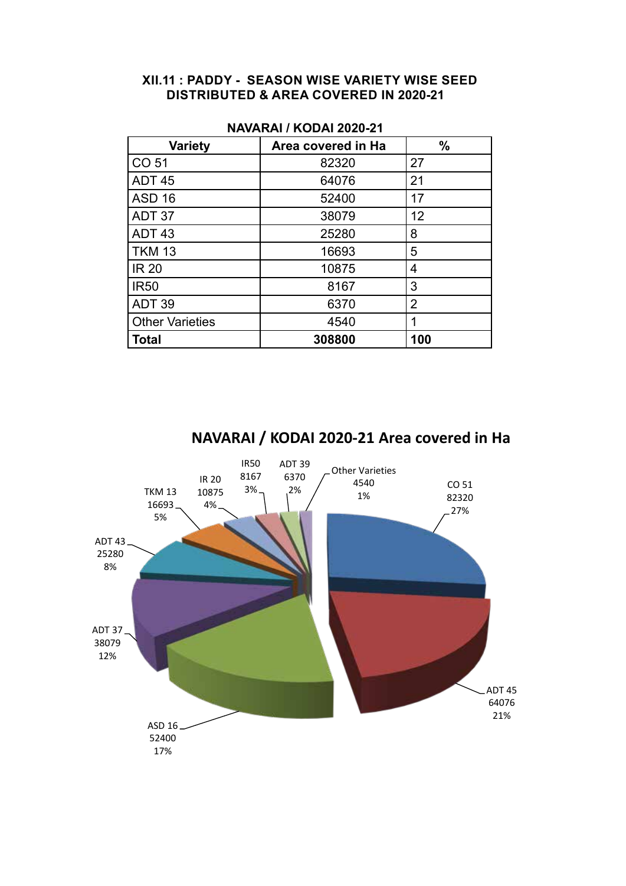## XII.11 : PADDY - SEASON WISE VARIETY WISE SEED DISTRIBUTED & AREA COVERED IN 2020-21

### NAVARAI / KODAI 2020-21

| Variety | Area covered in Ha | % |
|---|---|---|
| CO 51 | 82320 | 27 |
| ADT 45 | 64076 | 21 |
| ASD 16 | 52400 | 17 |
| ADT 37 | 38079 | 12 |
| ADT 43 | 25280 | 8 |
| TKM 13 | 16693 | 5 |
| IR 20 | 10875 | 4 |
| IR50 | 8167 | 3 |
| ADT 39 | 6370 | 2 |
| Other Varieties | 4540 | 1 |
| **Total** | **308800** | **100** |

**NAVARAI / KODAI 2020-21 Area covered in Ha**

CO 51
82320
27%

ADT 45
64076
21%

ASD 16
52400
17%

ADT 37
38079
12%

ADT 43
25280
8%

TKM 13
16693
5%

IR 20
10875
4%

IR50
8167
3%

ADT 39
6370
2%

Other Varieties
4540
1%